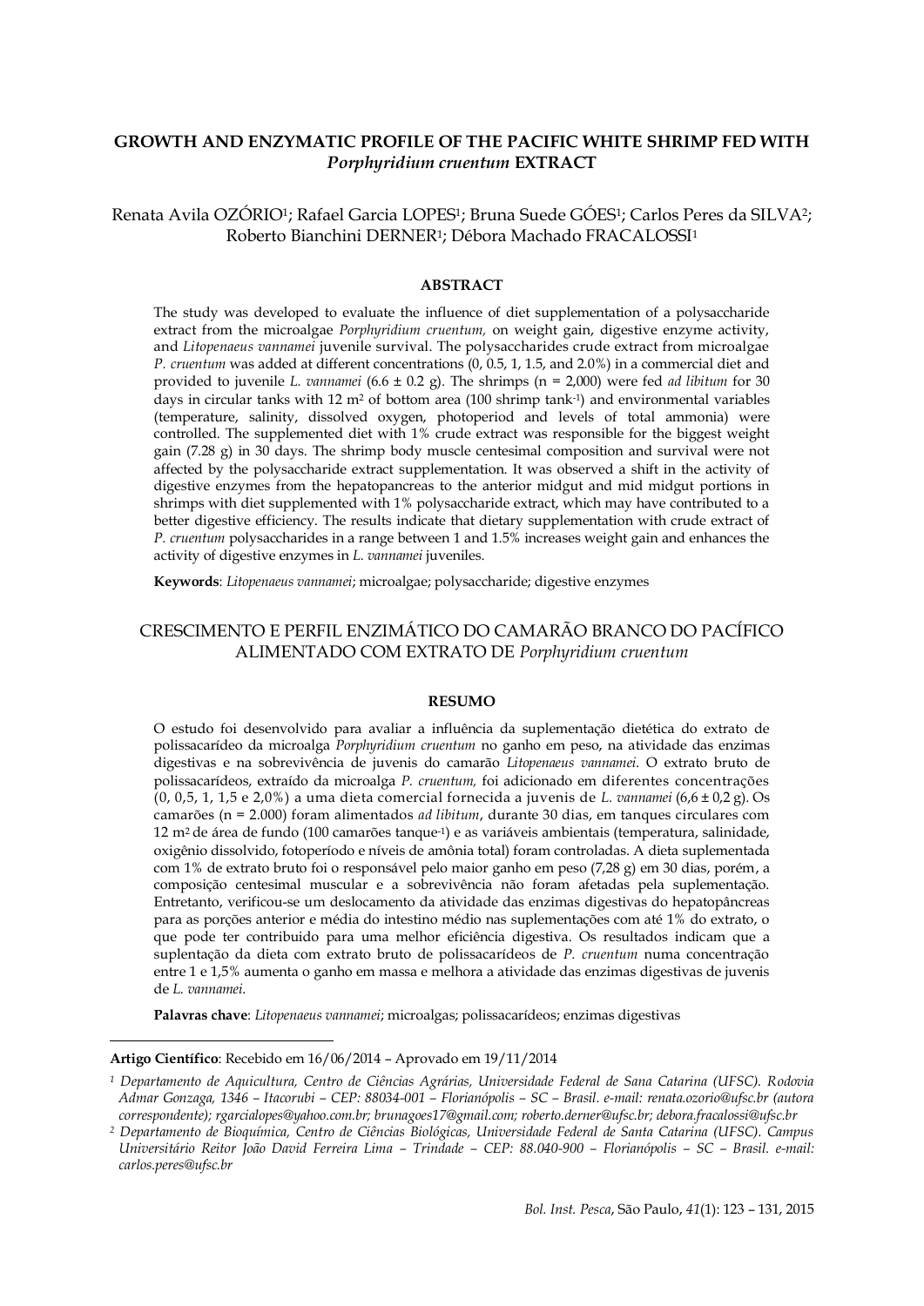# GROWTH AND ENZYMATIC PROFILE OF THE PACIFIC WHITE SHRIMP FED WITH *Porphyridium cruentum* EXTRACT

Renata Avila OZÓRIO[1]; Rafael Garcia LOPES[1]; Bruna Suede GÓES[1]; Carlos Peres da SILVA[2]; Roberto Bianchini DERNER[1]; Débora Machado FRACALOSSI[1]

## ABSTRACT

The study was developed to evaluate the influence of diet supplementation of a polysaccharide extract from the microalgae *Porphyridium cruentum,* on weight gain, digestive enzyme activity, and *Litopenaeus vannamei* juvenile survival. The polysaccharides crude extract from microalgae *P. cruentum* was added at different concentrations (0, 0.5, 1, 1.5, and 2.0%) in a commercial diet and provided to juvenile *L. vannamei* (6.6 ± 0.2 g). The shrimps (n = 2,000) were fed *ad libitum* for 30 days in circular tanks with 12 $m^2$ of bottom area (100 shrimp $tank^{-1}$) and environmental variables (temperature, salinity, dissolved oxygen, photoperiod and levels of total ammonia) were controlled. The supplemented diet with 1% crude extract was responsible for the biggest weight gain (7.28 g) in 30 days. The shrimp body muscle centesimal composition and survival were not affected by the polysaccharide extract supplementation. It was observed a shift in the activity of digestive enzymes from the hepatopancreas to the anterior midgut and mid midgut portions in shrimps with diet supplemented with 1% polysaccharide extract, which may have contributed to a better digestive efficiency. The results indicate that dietary supplementation with crude extract of *P. cruentum* polysaccharides in a range between 1 and 1.5% increases weight gain and enhances the activity of digestive enzymes in *L. vannamei* juveniles.

**Keywords**: *Litopenaeus vannamei*; microalgae; polysaccharide; digestive enzymes

# CRESCIMENTO E PERFIL ENZIMÁTICO DO CAMARÃO BRANCO DO PACÍFICO ALIMENTADO COM EXTRATO DE *Porphyridium cruentum*

## RESUMO

O estudo foi desenvolvido para avaliar a influência da suplementação dietética do extrato de polissacarídeo da microalga *Porphyridium cruentum* no ganho em peso, na atividade das enzimas digestivas e na sobrevivência de juvenis do camarão *Litopenaeus vannamei*. O extrato bruto de polissacarídeos, extraído da microalga *P. cruentum,* foi adicionado em diferentes concentrações (0, 0,5, 1, 1,5 e 2,0%) a uma dieta comercial fornecida a juvenis de *L. vannamei* (6,6 ± 0,2 g). Os camarões (n = 2.000) foram alimentados *ad libitum*, durante 30 dias, em tanques circulares com 12 $m^2$ de área de fundo (100 camarões $tanque^{-1}$) e as variáveis ambientais (temperatura, salinidade, oxigênio dissolvido, fotoperíodo e níveis de amônia total) foram controladas. A dieta suplementada com 1% de extrato bruto foi o responsável pelo maior ganho em peso (7,28 g) em 30 dias, porém, a composição centesimal muscular e a sobrevivência não foram afetadas pela suplementação. Entretanto, verificou-se um deslocamento da atividade das enzimas digestivas do hepatopâncreas para as porções anterior e média do intestino médio nas suplementações com até 1% do extrato, o que pode ter contribuido para uma melhor eficiência digestiva. Os resultados indicam que a suplentação da dieta com extrato bruto de polissacarídeos de *P. cruentum* numa concentração entre 1 e 1,5% aumenta o ganho em massa e melhora a atividade das enzimas digestivas de juvenis de *L. vannamei*.

**Palavras chave**: *Litopenaeus vannamei*; microalgas; polissacarídeos; enzimas digestivas

---

**Artigo Científico**: Recebido em 16/06/2014 – Aprovado em 19/11/2014

[1] *Departamento de Aquicultura, Centro de Ciências Agrárias, Universidade Federal de Sana Catarina (UFSC). Rodovia Admar Gonzaga, 1346 – Itacorubi – CEP: 88034-001 – Florianópolis – SC – Brasil. e-mail: renata.ozorio@ufsc.br (autora correspondente); rgarcialopes@yahoo.com.br; brunagoes17@gmail.com; roberto.derner@ufsc.br; debora.fracalossi@ufsc.br*

[2] *Departamento de Bioquímica, Centro de Ciências Biológicas, Universidade Federal de Santa Catarina (UFSC). Campus Universitário Reitor João David Ferreira Lima – Trindade – CEP: 88.040-900 – Florianópolis – SC – Brasil. e-mail: carlos.peres@ufsc.br*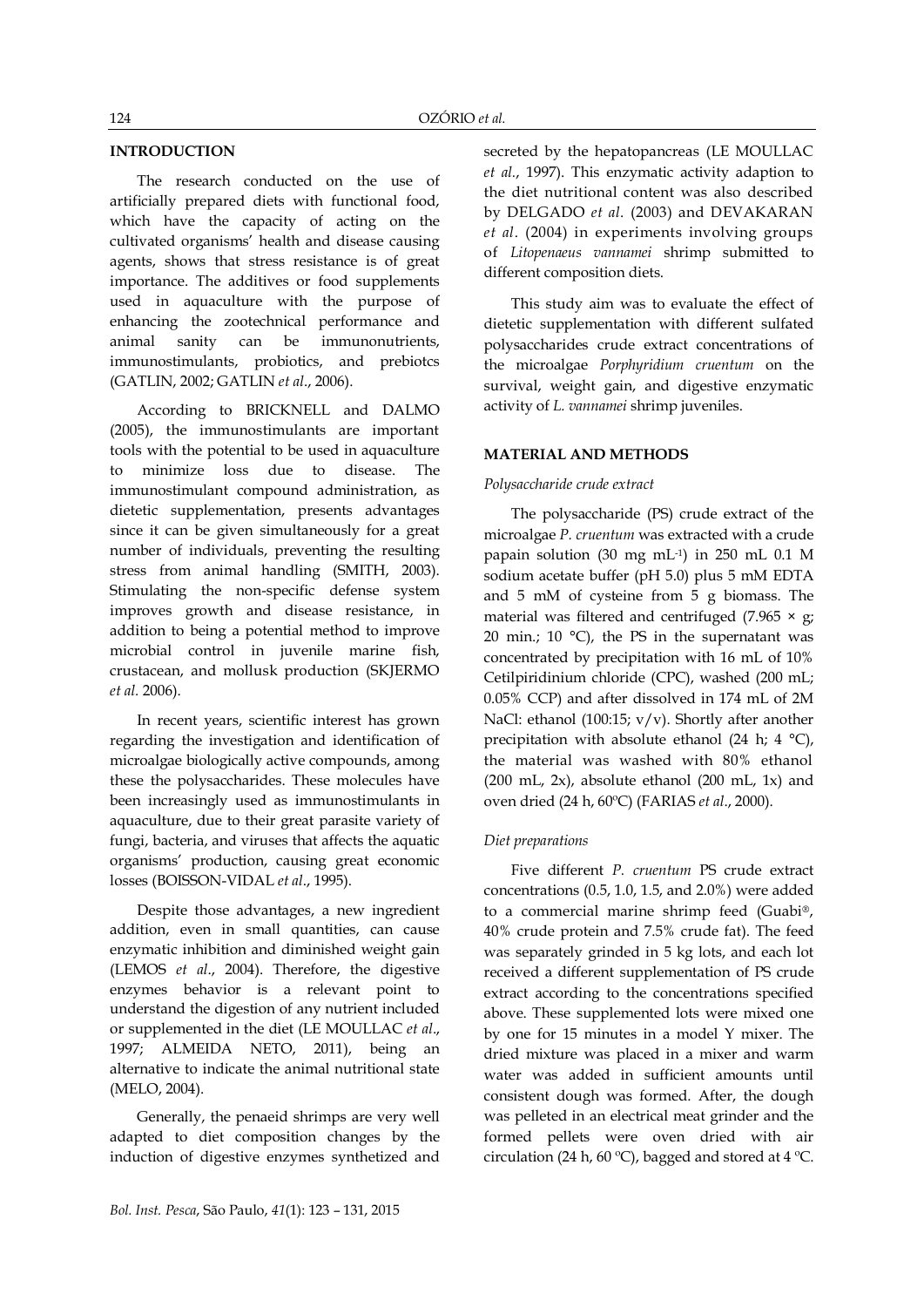## INTRODUCTION

The research conducted on the use of artificially prepared diets with functional food, which have the capacity of acting on the cultivated organisms' health and disease causing agents, shows that stress resistance is of great importance. The additives or food supplements used in aquaculture with the purpose of enhancing the zootechnical performance and animal sanity can be immunonutrients, immunostimulants, probiotics, and prebiotcs (GATLIN, 2002; GATLIN *et al*., 2006).

According to BRICKNELL and DALMO (2005), the immunostimulants are important tools with the potential to be used in aquaculture to minimize loss due to disease. The immunostimulant compound administration, as dietetic supplementation, presents advantages since it can be given simultaneously for a great number of individuals, preventing the resulting stress from animal handling (SMITH, 2003). Stimulating the non-specific defense system improves growth and disease resistance, in addition to being a potential method to improve microbial control in juvenile marine fish, crustacean, and mollusk production (SKJERMO *et al.* 2006).

In recent years, scientific interest has grown regarding the investigation and identification of microalgae biologically active compounds, among these the polysaccharides. These molecules have been increasingly used as immunostimulants in aquaculture, due to their great parasite variety of fungi, bacteria, and viruses that affects the aquatic organisms' production, causing great economic losses (BOISSON-VIDAL *et al*., 1995).

Despite those advantages, a new ingredient addition, even in small quantities, can cause enzymatic inhibition and diminished weight gain (LEMOS *et al*., 2004). Therefore, the digestive enzymes behavior is a relevant point to understand the digestion of any nutrient included or supplemented in the diet (LE MOULLAC *et al*., 1997; ALMEIDA NETO, 2011), being an alternative to indicate the animal nutritional state (MELO, 2004).

Generally, the penaeid shrimps are very well adapted to diet composition changes by the induction of digestive enzymes synthetized and secreted by the hepatopancreas (LE MOULLAC *et al*., 1997). This enzymatic activity adaption to the diet nutritional content was also described by DELGADO *et al*. (2003) and DEVAKARAN *et al*. (2004) in experiments involving groups of *Litopenaeus vannamei* shrimp submitted to different composition diets.

This study aim was to evaluate the effect of dietetic supplementation with different sulfated polysaccharides crude extract concentrations of the microalgae *Porphyridium cruentum* on the survival, weight gain, and digestive enzymatic activity of *L. vannamei* shrimp juveniles.

## MATERIAL AND METHODS

### *Polysaccharide crude extract*

The polysaccharide (PS) crude extract of the microalgae *P. cruentum* was extracted with a crude papain solution (30 mg mL$^{-1}$) in 250 mL 0.1 M sodium acetate buffer (pH 5.0) plus 5 mM EDTA and 5 mM of cysteine from 5 g biomass. The material was filtered and centrifuged (7.965 × g; 20 min.; 10 °C), the PS in the supernatant was concentrated by precipitation with 16 mL of 10% Cetilpiridinium chloride (CPC), washed (200 mL; 0.05% CCP) and after dissolved in 174 mL of 2M NaCl: ethanol (100:15; v/v). Shortly after another precipitation with absolute ethanol (24 h; 4 °C), the material was washed with 80% ethanol (200 mL, 2x), absolute ethanol (200 mL, 1x) and oven dried (24 h, 60ºC) (FARIAS *et al*., 2000).

### *Diet preparations*

Five different *P. cruentum* PS crude extract concentrations (0.5, 1.0, 1.5, and 2.0%) were added to a commercial marine shrimp feed (Guabi®, 40% crude protein and 7.5% crude fat). The feed was separately grinded in 5 kg lots, and each lot received a different supplementation of PS crude extract according to the concentrations specified above. These supplemented lots were mixed one by one for 15 minutes in a model Y mixer. The dried mixture was placed in a mixer and warm water was added in sufficient amounts until consistent dough was formed. After, the dough was pelleted in an electrical meat grinder and the formed pellets were oven dried with air circulation (24 h, 60 ºC), bagged and stored at 4 ºC.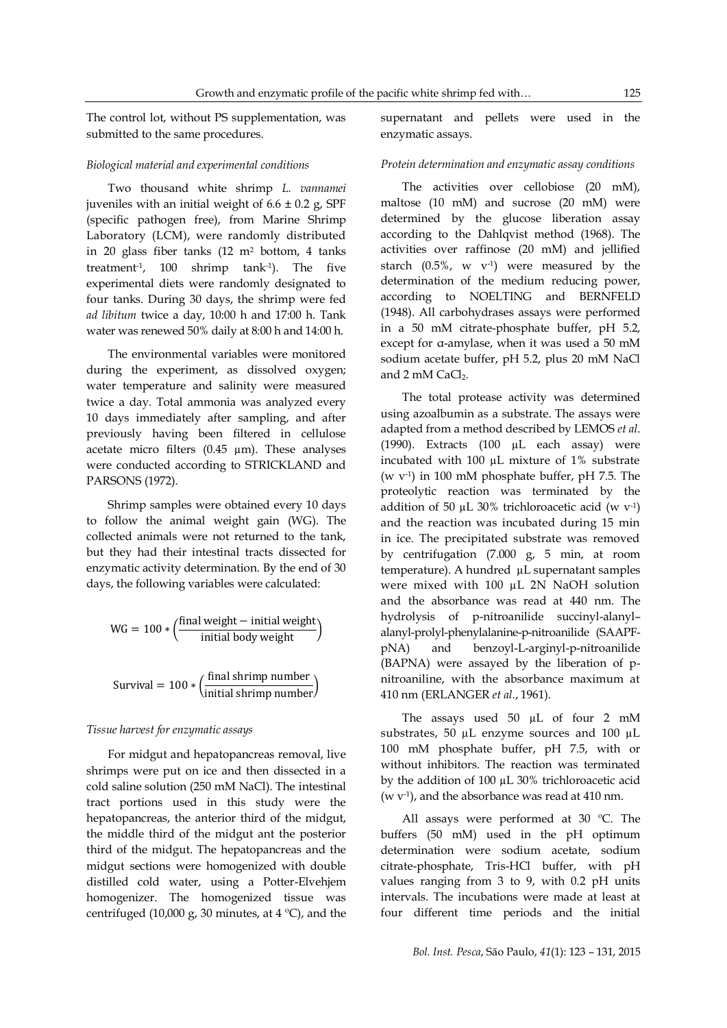The control lot, without PS supplementation, was submitted to the same procedures.

*Biological material and experimental conditions*

Two thousand white shrimp *L. vannamei* juveniles with an initial weight of 6.6 ± 0.2 g, SPF (specific pathogen free), from Marine Shrimp Laboratory (LCM), were randomly distributed in 20 glass fiber tanks (12 $m^2$ bottom, 4 tanks $treatment^{-1}$, 100 shrimp $tank^{-1}$). The five experimental diets were randomly designated to four tanks. During 30 days, the shrimp were fed *ad libitum* twice a day, 10:00 h and 17:00 h. Tank water was renewed 50% daily at 8:00 h and 14:00 h.

The environmental variables were monitored during the experiment, as dissolved oxygen; water temperature and salinity were measured twice a day. Total ammonia was analyzed every 10 days immediately after sampling, and after previously having been filtered in cellulose acetate micro filters (0.45 µm). These analyses were conducted according to STRICKLAND and PARSONS (1972).

Shrimp samples were obtained every 10 days to follow the animal weight gain (WG). The collected animals were not returned to the tank, but they had their intestinal tracts dissected for enzymatic activity determination. By the end of 30 days, the following variables were calculated:

$$\mathrm{WG} = 100 * \left(\frac{\text{final weight} - \text{initial weight}}{\text{initial body weight}}\right)$$

$$\mathrm{Survival} = 100 * \left(\frac{\text{final shrimp number}}{\text{initial shrimp number}}\right)$$

*Tissue harvest for enzymatic assays*

For midgut and hepatopancreas removal, live shrimps were put on ice and then dissected in a cold saline solution (250 mM NaCl). The intestinal tract portions used in this study were the hepatopancreas, the anterior third of the midgut, the middle third of the midgut ant the posterior third of the midgut. The hepatopancreas and the midgut sections were homogenized with double distilled cold water, using a Potter-Elvehjem homogenizer. The homogenized tissue was centrifuged (10,000 g, 30 minutes, at 4 °C), and the supernatant and pellets were used in the enzymatic assays.

*Protein determination and enzymatic assay conditions*

The activities over cellobiose (20 mM), maltose (10 mM) and sucrose (20 mM) were determined by the glucose liberation assay according to the Dahlqvist method (1968). The activities over raffinose (20 mM) and jellified starch (0.5%, w $v^{-1}$) were measured by the determination of the medium reducing power, according to NOELTING and BERNFELD (1948). All carbohydrases assays were performed in a 50 mM citrate-phosphate buffer, pH 5.2, except for α-amylase, when it was used a 50 mM sodium acetate buffer, pH 5.2, plus 20 mM NaCl and 2 mM $CaCl_2$.

The total protease activity was determined using azoalbumin as a substrate. The assays were adapted from a method described by LEMOS *et al*. (1990). Extracts (100 µL each assay) were incubated with 100 µL mixture of 1% substrate (w $v^{-1}$) in 100 mM phosphate buffer, pH 7.5. The proteolytic reaction was terminated by the addition of 50 µL 30% trichloroacetic acid (w $v^{-1}$) and the reaction was incubated during 15 min in ice. The precipitated substrate was removed by centrifugation (7.000 g, 5 min, at room temperature). A hundred µL supernatant samples were mixed with 100 µL 2N NaOH solution and the absorbance was read at 440 nm. The hydrolysis of p-nitroanilide succinyl-alanyl–alanyl-prolyl-phenylalanine-p-nitroanilide (SAAPF-pNA) and benzoyl-L-arginyl-p-nitroanilide (BAPNA) were assayed by the liberation of p-nitroaniline, with the absorbance maximum at 410 nm (ERLANGER *et al*., 1961).

The assays used 50 µL of four 2 mM substrates, 50 µL enzyme sources and 100 µL 100 mM phosphate buffer, pH 7.5, with or without inhibitors. The reaction was terminated by the addition of 100 µL 30% trichloroacetic acid (w $v^{-1}$), and the absorbance was read at 410 nm.

All assays were performed at 30 °C. The buffers (50 mM) used in the pH optimum determination were sodium acetate, sodium citrate-phosphate, Tris-HCl buffer, with pH values ranging from 3 to 9, with 0.2 pH units intervals. The incubations were made at least at four different time periods and the initial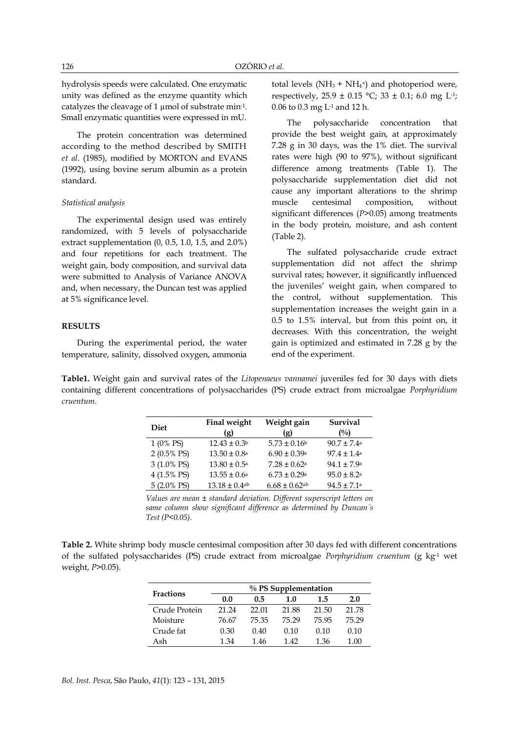hydrolysis speeds were calculated. One enzymatic unity was defined as the enzyme quantity which catalyzes the cleavage of 1 µmol of substrate $min^{-1}$. Small enzymatic quantities were expressed in mU.

The protein concentration was determined according to the method described by SMITH *et al*. (1985), modified by MORTON and EVANS (1992), using bovine serum albumin as a protein standard.

*Statistical analysis*

The experimental design used was entirely randomized, with 5 levels of polysaccharide extract supplementation (0, 0.5, 1.0, 1.5, and 2.0%) and four repetitions for each treatment. The weight gain, body composition, and survival data were submitted to Analysis of Variance ANOVA and, when necessary, the Duncan test was applied at 5% significance level.

## RESULTS

During the experimental period, the water temperature, salinity, dissolved oxygen, ammonia total levels ($NH_3$ + $NH_4^+$) and photoperiod were, respectively, 25.9 ± 0.15 °C; 33 ± 0.1; 6.0 mg $L^{-1}$; 0.06 to 0.3 mg $L^{-1}$ and 12 h.

The polysaccharide concentration that provide the best weight gain, at approximately 7.28 g in 30 days, was the 1% diet. The survival rates were high (90 to 97%), without significant difference among treatments (Table 1). The polysaccharide supplementation diet did not cause any important alterations to the shrimp muscle centesimal composition, without significant differences ($P$>0.05) among treatments in the body protein, moisture, and ash content (Table 2).

The sulfated polysaccharide crude extract supplementation did not affect the shrimp survival rates; however, it significantly influenced the juveniles' weight gain, when compared to the control, without supplementation. This supplementation increases the weight gain in a 0.5 to 1.5% interval, but from this point on, it decreases. With this concentration, the weight gain is optimized and estimated in 7.28 g by the end of the experiment.

**Table1.** Weight gain and survival rates of the *Litopenaeus vannamei* juveniles fed for 30 days with diets containing different concentrations of polysaccharides (PS) crude extract from microalgae *Porphyridium cruentum*.

| Diet | Final weight (g) | Weight gain (g) | Survival (%) |
|---|---|---|---|
| 1 (0% PS) | $12.43 \pm 0.3^{b}$ | $5.73 \pm 0.16^{b}$ | $90.7 \pm 7.4^{a}$ |
| 2 (0.5% PS) | $13.50 \pm 0.8^{a}$ | $6.90 \pm 0.39^{a}$ | $97.4 \pm 1.4^{a}$ |
| 3 (1.0% PS) | $13.80 \pm 0.5^{a}$ | $7.28 \pm 0.62^{a}$ | $94.1 \pm 7.9^{a}$ |
| 4 (1.5% PS) | $13.55 \pm 0.6^{a}$ | $6.73 \pm 0.29^{a}$ | $95.0 \pm 8.2^{a}$ |
| 5 (2.0% PS) | $13.18 \pm 0.4^{ab}$ | $6.68 \pm 0.62^{ab}$ | $94.5 \pm 7.1^{a}$ |

*Values are mean ± standard deviation. Different superscript letters on same column show significant difference as determined by Duncan´s Test (P<0.05).*

**Table 2.** White shrimp body muscle centesimal composition after 30 days fed with different concentrations of the sulfated polysaccharides (PS) crude extract from microalgae *Porphyridium cruentum* (g $kg^{-1}$ wet weight, $P$>0.05).

| Fractions | % PS Supplementation | | | | |
|---|---|---|---|---|---|
| | **0.0** | **0.5** | **1.0** | **1.5** | **2.0** |
| Crude Protein | 21.24 | 22.01 | 21.88 | 21.50 | 21.78 |
| Moisture | 76.67 | 75.35 | 75.29 | 75.95 | 75.29 |
| Crude fat | 0.30 | 0.40 | 0.10 | 0.10 | 0.10 |
| Ash | 1.34 | 1.46 | 1.42 | 1.36 | 1.00 |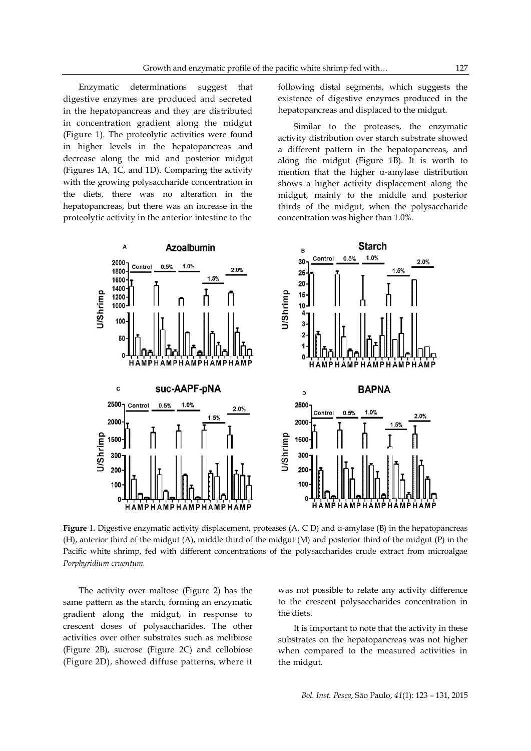Enzymatic determinations suggest that digestive enzymes are produced and secreted in the hepatopancreas and they are distributed in concentration gradient along the midgut (Figure 1). The proteolytic activities were found in higher levels in the hepatopancreas and decrease along the mid and posterior midgut (Figures 1A, 1C, and 1D). Comparing the activity with the growing polysaccharide concentration in the diets, there was no alteration in the hepatopancreas, but there was an increase in the proteolytic activity in the anterior intestine to the following distal segments, which suggests the existence of digestive enzymes produced in the hepatopancreas and displaced to the midgut.

Similar to the proteases, the enzymatic activity distribution over starch substrate showed a different pattern in the hepatopancreas, and along the midgut (Figure 1B). It is worth to mention that the higher α-amylase distribution shows a higher activity displacement along the midgut, mainly to the middle and posterior thirds of the midgut, when the polysaccharide concentration was higher than 1.0%.

**Figure 1.** Digestive enzymatic activity displacement, proteases (A, C D) and α-amylase (B) in the hepatopancreas (H), anterior third of the midgut (A), middle third of the midgut (M) and posterior third of the midgut (P) in the Pacific white shrimp, fed with different concentrations of the polysaccharides crude extract from microalgae *Porphyridium cruentum.*

The activity over maltose (Figure 2) has the same pattern as the starch, forming an enzymatic gradient along the midgut, in response to crescent doses of polysaccharides. The other activities over other substrates such as melibiose (Figure 2B), sucrose (Figure 2C) and cellobiose (Figure 2D), showed diffuse patterns, where it was not possible to relate any activity difference to the crescent polysaccharides concentration in the diets.

It is important to note that the activity in these substrates on the hepatopancreas was not higher when compared to the measured activities in the midgut.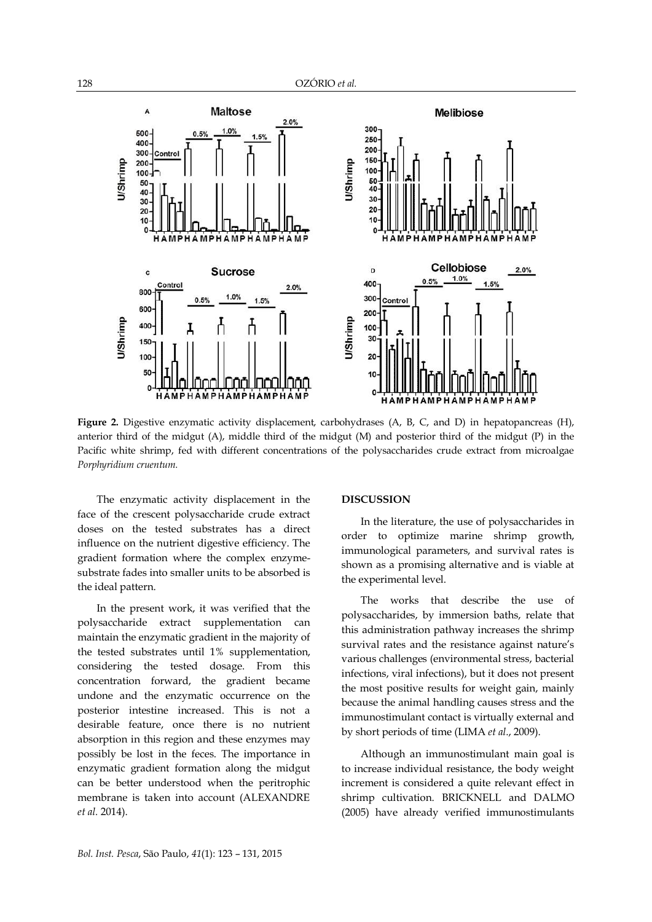**Figure 2.** Digestive enzymatic activity displacement, carbohydrases (A, B, C, and D) in hepatopancreas (H), anterior third of the midgut (A), middle third of the midgut (M) and posterior third of the midgut (P) in the Pacific white shrimp, fed with different concentrations of the polysaccharides crude extract from microalgae *Porphyridium cruentum.*

The enzymatic activity displacement in the face of the crescent polysaccharide crude extract doses on the tested substrates has a direct influence on the nutrient digestive efficiency. The gradient formation where the complex enzyme-substrate fades into smaller units to be absorbed is the ideal pattern.

In the present work, it was verified that the polysaccharide extract supplementation can maintain the enzymatic gradient in the majority of the tested substrates until 1% supplementation, considering the tested dosage. From this concentration forward, the gradient became undone and the enzymatic occurrence on the posterior intestine increased. This is not a desirable feature, once there is no nutrient absorption in this region and these enzymes may possibly be lost in the feces. The importance in enzymatic gradient formation along the midgut can be better understood when the peritrophic membrane is taken into account (ALEXANDRE *et al.* 2014).

## DISCUSSION

In the literature, the use of polysaccharides in order to optimize marine shrimp growth, immunological parameters, and survival rates is shown as a promising alternative and is viable at the experimental level.

The works that describe the use of polysaccharides, by immersion baths, relate that this administration pathway increases the shrimp survival rates and the resistance against nature's various challenges (environmental stress, bacterial infections, viral infections), but it does not present the most positive results for weight gain, mainly because the animal handling causes stress and the immunostimulant contact is virtually external and by short periods of time (LIMA *et al*., 2009).

Although an immunostimulant main goal is to increase individual resistance, the body weight increment is considered a quite relevant effect in shrimp cultivation. BRICKNELL and DALMO (2005) have already verified immunostimulants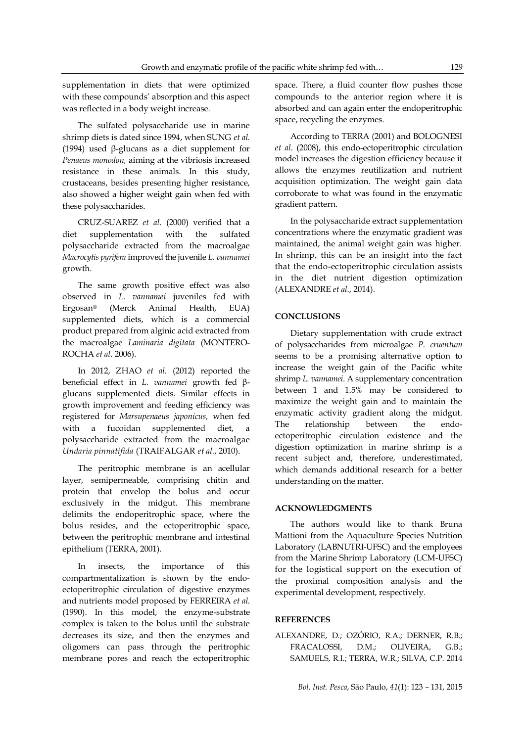supplementation in diets that were optimized with these compounds' absorption and this aspect was reflected in a body weight increase.

The sulfated polysaccharide use in marine shrimp diets is dated since 1994, when SUNG *et al.* (1994) used β-glucans as a diet supplement for *Penaeus monodon,* aiming at the vibriosis increased resistance in these animals. In this study, crustaceans, besides presenting higher resistance, also showed a higher weight gain when fed with these polysaccharides.

CRUZ-SUAREZ *et al.* (2000) verified that a diet supplementation with the sulfated polysaccharide extracted from the macroalgae *Macrocytis pyrifera* improved the juvenile *L. vannamei* growth.

The same growth positive effect was also observed in *L. vannamei* juveniles fed with Ergosan® (Merck Animal Health, EUA) supplemented diets, which is a commercial product prepared from alginic acid extracted from the macroalgae *Laminaria digitata* (MONTERO-ROCHA *et al.* 2006).

In 2012, ZHAO *et al.* (2012) reported the beneficial effect in *L. vannamei* growth fed β-glucans supplemented diets. Similar effects in growth improvement and feeding efficiency was registered for *Marsupenaeus japonicus,* when fed with a fucoidan supplemented diet, a polysaccharide extracted from the macroalgae *Undaria pinnatifida* (TRAIFALGAR *et al.*, 2010).

The peritrophic membrane is an acellular layer, semipermeable, comprising chitin and protein that envelop the bolus and occur exclusively in the midgut. This membrane delimits the endoperitrophic space, where the bolus resides, and the ectoperitrophic space, between the peritrophic membrane and intestinal epithelium (TERRA, 2001).

In insects, the importance of this compartmentalization is shown by the endo-ectoperitrophic circulation of digestive enzymes and nutrients model proposed by FERREIRA *et al.* (1990). In this model, the enzyme-substrate complex is taken to the bolus until the substrate decreases its size, and then the enzymes and oligomers can pass through the peritrophic membrane pores and reach the ectoperitrophic space. There, a fluid counter flow pushes those compounds to the anterior region where it is absorbed and can again enter the endoperitrophic space, recycling the enzymes.

According to TERRA (2001) and BOLOGNESI *et al.* (2008), this endo-ectoperitrophic circulation model increases the digestion efficiency because it allows the enzymes reutilization and nutrient acquisition optimization. The weight gain data corroborate to what was found in the enzymatic gradient pattern.

In the polysaccharide extract supplementation concentrations where the enzymatic gradient was maintained, the animal weight gain was higher. In shrimp, this can be an insight into the fact that the endo-ectoperitrophic circulation assists in the diet nutrient digestion optimization (ALEXANDRE *et al.*, 2014).

## CONCLUSIONS

Dietary supplementation with crude extract of polysaccharides from microalgae *P. cruentum* seems to be a promising alternative option to increase the weight gain of the Pacific white shrimp *L. vannamei*. A supplementary concentration between 1 and 1.5% may be considered to maximize the weight gain and to maintain the enzymatic activity gradient along the midgut. The relationship between the endo-ectoperitrophic circulation existence and the digestion optimization in marine shrimp is a recent subject and, therefore, underestimated, which demands additional research for a better understanding on the matter.

## ACKNOWLEDGMENTS

The authors would like to thank Bruna Mattioni from the Aquaculture Species Nutrition Laboratory (LABNUTRI-UFSC) and the employees from the Marine Shrimp Laboratory (LCM-UFSC) for the logistical support on the execution of the proximal composition analysis and the experimental development, respectively.

## REFERENCES

ALEXANDRE, D.; OZÓRIO, R.A.; DERNER, R.B.; FRACALOSSI, D.M.; OLIVEIRA, G.B.; SAMUELS, R.I.; TERRA, W.R.; SILVA, C.P. 2014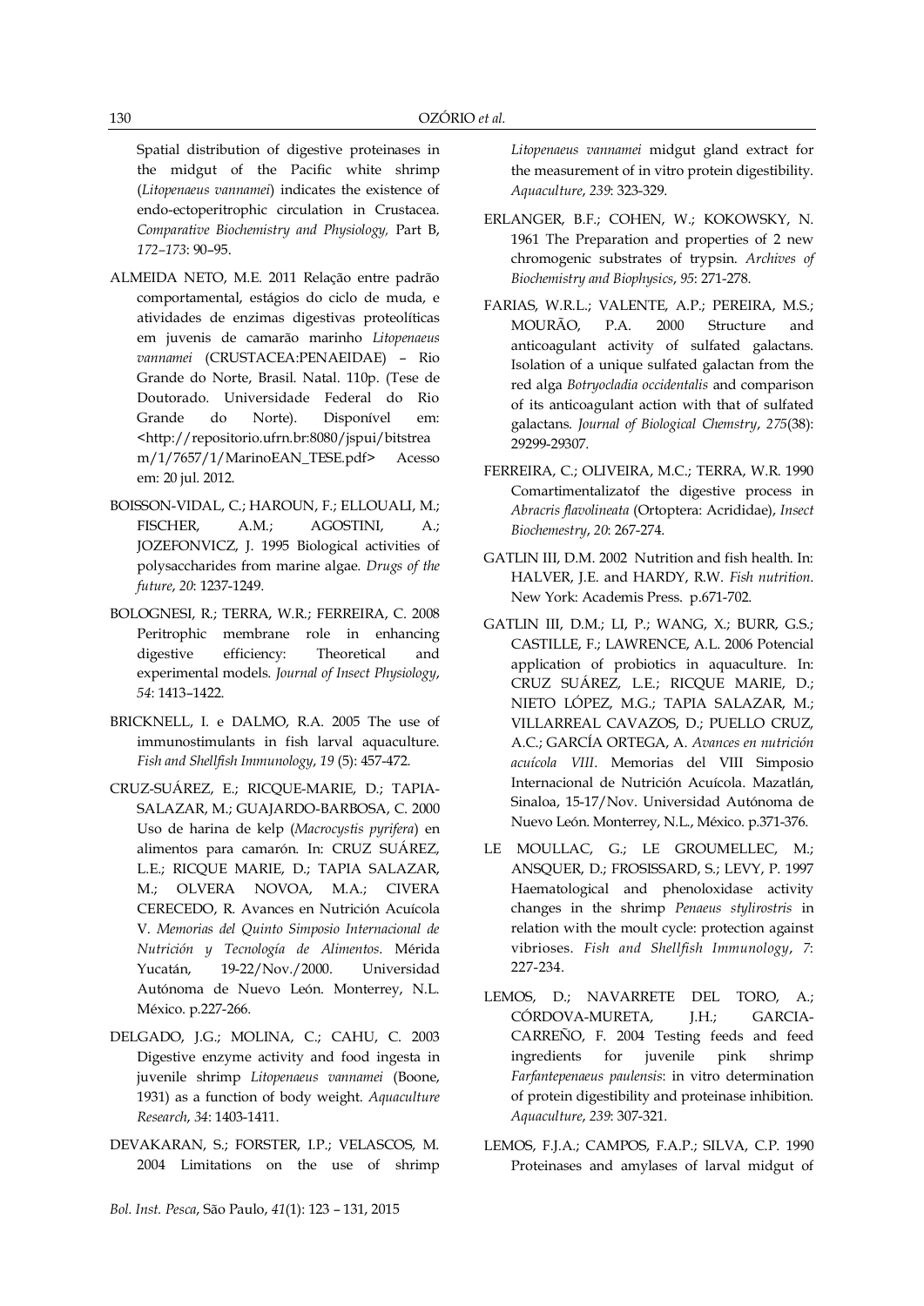Spatial distribution of digestive proteinases in the midgut of the Pacific white shrimp (*Litopenaeus vannamei*) indicates the existence of endo-ectoperitrophic circulation in Crustacea. *Comparative Biochemistry and Physiology,* Part B, *172–173*: 90–95.

ALMEIDA NETO, M.E. 2011 Relação entre padrão comportamental, estágios do ciclo de muda, e atividades de enzimas digestivas proteolíticas em juvenis de camarão marinho *Litopenaeus vannamei* (CRUSTACEA:PENAEIDAE) – Rio Grande do Norte, Brasil. Natal. 110p. (Tese de Doutorado. Universidade Federal do Rio Grande do Norte). Disponível em: <http://repositorio.ufrn.br:8080/jspui/bitstream/1/7657/1/MarinoEAN_TESE.pdf> Acesso em: 20 jul. 2012.

BOISSON-VIDAL, C.; HAROUN, F.; ELLOUALI, M.; FISCHER, A.M.; AGOSTINI, A.; JOZEFONVICZ, J. 1995 Biological activities of polysaccharides from marine algae. *Drugs of the future*, *20*: 1237-1249.

BOLOGNESI, R.; TERRA, W.R.; FERREIRA, C. 2008 Peritrophic membrane role in enhancing digestive efficiency: Theoretical and experimental models. *Journal of Insect Physiology*, *54*: 1413–1422.

BRICKNELL, I. e DALMO, R.A. 2005 The use of immunostimulants in fish larval aquaculture. *Fish and Shellfish Immunology*, *19* (5): 457-472.

CRUZ-SUÁREZ, E.; RICQUE-MARIE, D.; TAPIA-SALAZAR, M.; GUAJARDO-BARBOSA, C. 2000 Uso de harina de kelp (*Macrocystis pyrifera*) en alimentos para camarón. In: CRUZ SUÁREZ, L.E.; RICQUE MARIE, D.; TAPIA SALAZAR, M.; OLVERA NOVOA, M.A.; CIVERA CERECEDO, R. Avances en Nutrición Acuícola V. *Memorias del Quinto Simposio Internacional de Nutrición y Tecnología de Alimentos*. Mérida Yucatán, 19-22/Nov./2000. Universidad Autónoma de Nuevo León. Monterrey, N.L. México. p.227-266.

DELGADO, J.G.; MOLINA, C.; CAHU, C. 2003 Digestive enzyme activity and food ingesta in juvenile shrimp *Litopenaeus vannamei* (Boone, 1931) as a function of body weight. *Aquaculture Research*, *34*: 1403-1411.

DEVAKARAN, S.; FORSTER, I.P.; VELASCOS, M. 2004 Limitations on the use of shrimp *Litopenaeus vannamei* midgut gland extract for the measurement of in vitro protein digestibility. *Aquaculture*, *239*: 323-329.

ERLANGER, B.F.; COHEN, W.; KOKOWSKY, N. 1961 The Preparation and properties of 2 new chromogenic substrates of trypsin. *Archives of Biochemistry and Biophysics*, *95*: 271-278.

FARIAS, W.R.L.; VALENTE, A.P.; PEREIRA, M.S.; MOURÃO, P.A. 2000 Structure and anticoagulant activity of sulfated galactans. Isolation of a unique sulfated galactan from the red alga *Botryocladia occidentalis* and comparison of its anticoagulant action with that of sulfated galactans. *Journal of Biological Chemstry*, *275*(38): 29299-29307.

FERREIRA, C.; OLIVEIRA, M.C.; TERRA, W.R. 1990 Comartimentalizatof the digestive process in *Abracris flavolineata* (Ortoptera: Acrididae), *Insect Biochemestry*, *20*: 267-274.

GATLIN III, D.M. 2002 Nutrition and fish health. In: HALVER, J.E. and HARDY, R.W. *Fish nutrition*. New York: Academis Press. p.671-702.

GATLIN III, D.M.; LI, P.; WANG, X.; BURR, G.S.; CASTILLE, F.; LAWRENCE, A.L. 2006 Potencial application of probiotics in aquaculture. In: CRUZ SUÁREZ, L.E.; RICQUE MARIE, D.; NIETO LÓPEZ, M.G.; TAPIA SALAZAR, M.; VILLARREAL CAVAZOS, D.; PUELLO CRUZ, A.C.; GARCÍA ORTEGA, A. *Avances en nutrición acuícola VIII*. Memorias del VIII Simposio Internacional de Nutrición Acuícola. Mazatlán, Sinaloa, 15-17/Nov. Universidad Autónoma de Nuevo León. Monterrey, N.L., México. p.371-376.

LE MOULLAC, G.; LE GROUMELLEC, M.; ANSQUER, D.; FROSISSARD, S.; LEVY, P. 1997 Haematological and phenoloxidase activity changes in the shrimp *Penaeus stylirostris* in relation with the moult cycle: protection against vibrioses. *Fish and Shellfish Immunology*, *7*: 227-234.

LEMOS, D.; NAVARRETE DEL TORO, A.; CÓRDOVA-MURETA, J.H.; GARCIA-CARREÑO, F. 2004 Testing feeds and feed ingredients for juvenile pink shrimp *Farfantepenaeus paulensis*: in vitro determination of protein digestibility and proteinase inhibition. *Aquaculture*, *239*: 307-321.

LEMOS, F.J.A.; CAMPOS, F.A.P.; SILVA, C.P. 1990 Proteinases and amylases of larval midgut of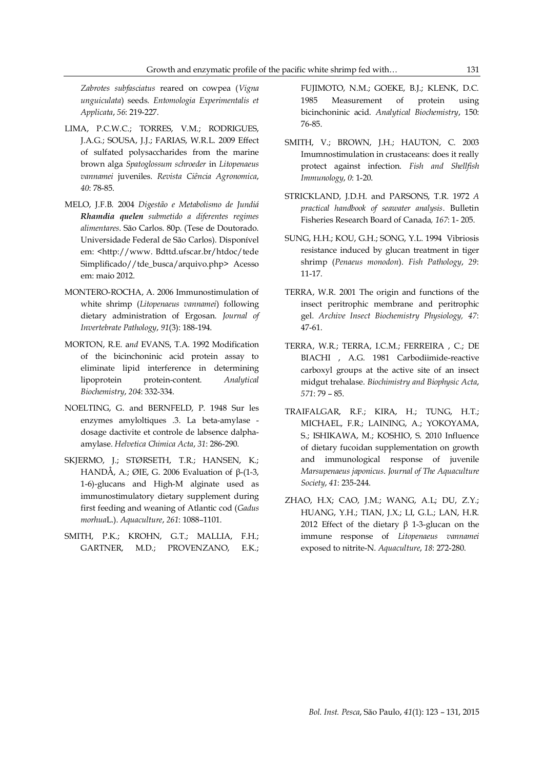*Zabrotes subfasciatus* reared on cowpea (*Vigna unguiculata*) seeds. *Entomologia Experimentalis et Applicata*, *56*: 219-227.

LIMA, P.C.W.C.; TORRES, V.M.; RODRIGUES, J.A.G.; SOUSA, J.J.; FARIAS, W.R.L. 2009 Effect of sulfated polysaccharides from the marine brown alga *Spatoglossum schroeder* in *Litopenaeus vannamei* juveniles. *Revista Ciência Agronomica*, *40*: 78-85.

MELO, J.F.B. 2004 *Digestão e Metabolismo de Jundiá* ***Rhamdia quelen*** *submetido a diferentes regimes alimentares*. São Carlos. 80p. (Tese de Doutorado. Universidade Federal de São Carlos). Disponível em: <http://www. Bdttd.ufscar.br/htdoc/tede Simplificado//tde_busca/arquivo.php> Acesso em: maio 2012.

MONTERO-ROCHA, A. 2006 Immunostimulation of white shrimp (*Litopenaeus vannamei*) following dietary administration of Ergosan. *Journal of Invertebrate Pathology*, *91*(3): 188-194.

MORTON, R.E. a*nd* EVANS, T.A. 1992 Modification of the bicinchoninic acid protein assay to eliminate lipid interference in determining lipoprotein protein-content. *Analytical Biochemistry*, *204*: 332-334.

NOELTING, G. and BERNFELD, P. 1948 Sur les enzymes amyloltiques .3. La beta-amylase - dosage dactivite et controle de labsence dalpha-amylase. *Helvetica Chimica Acta*, *31*: 286-290.

SKJERMO, J.; STØRSETH, T.R.; HANSEN, K.; HANDÅ, A.; ØIE, G. 2006 Evaluation of β-(1-3, 1-6)-glucans and High-M alginate used as immunostimulatory dietary supplement during first feeding and weaning of Atlantic cod (*Gadus morhua*L.). *Aquaculture*, *261*: 1088–1101.

SMITH, P.K.; KROHN, G.T.; MALLIA, F.H.; GARTNER, M.D.; PROVENZANO, E.K.; FUJIMOTO, N.M.; GOEKE, B.J.; KLENK, D.C. 1985 Measurement of protein using bicinchoninic acid. *Analytical Biochemistry*, 150: 76-85.

SMITH, V.; BROWN, J.H.; HAUTON, C. 2003 Imumnostimulation in crustaceans: does it really protect against infection. *Fish and Shellfish Immunology*, *0*: 1-20.

STRICKLAND, J.D.H. and PARSONS, T.R. 1972 *A practical handbook of seawater analysis*. Bulletin Fisheries Research Board of Canada, *167*: 1- 205.

SUNG, H.H.; KOU, G.H.; SONG, Y.L. 1994 Vibriosis resistance induced by glucan treatment in tiger shrimp (*Penaeus monodon*). *Fish Pathology*, *29*: 11-17.

TERRA, W.R. 2001 The origin and functions of the insect peritrophic membrane and peritrophic gel. *Archive Insect Biochemistry Physiology, 47*: 47-61.

TERRA, W.R.; TERRA, I.C.M.; FERREIRA , C.; DE BIACHI , A.G. 1981 Carbodiimide-reactive carboxyl groups at the active site of an insect midgut trehalase. *Biochimistry and Biophysic Acta*, *571*: 79 – 85.

TRAIFALGAR, R.F.; KIRA, H.; TUNG, H.T.; MICHAEL, F.R.; LAINING, A.; YOKOYAMA, S.; ISHIKAWA, M.; KOSHIO, S. 2010 Influence of dietary fucoidan supplementation on growth and immunological response of juvenile *Marsupenaeus japonicus*. *Journal of The Aquaculture Society*, *41*: 235-244.

ZHAO, H.X; CAO, J.M.; WANG, A.L; DU, Z.Y.; HUANG, Y.H.; TIAN, J.X.; LI, G.L.; LAN, H.R. 2012 Effect of the dietary β 1-3-glucan on the immune response of *Litopenaeus vannamei* exposed to nitrite-N. *Aquaculture*, *18*: 272-280.